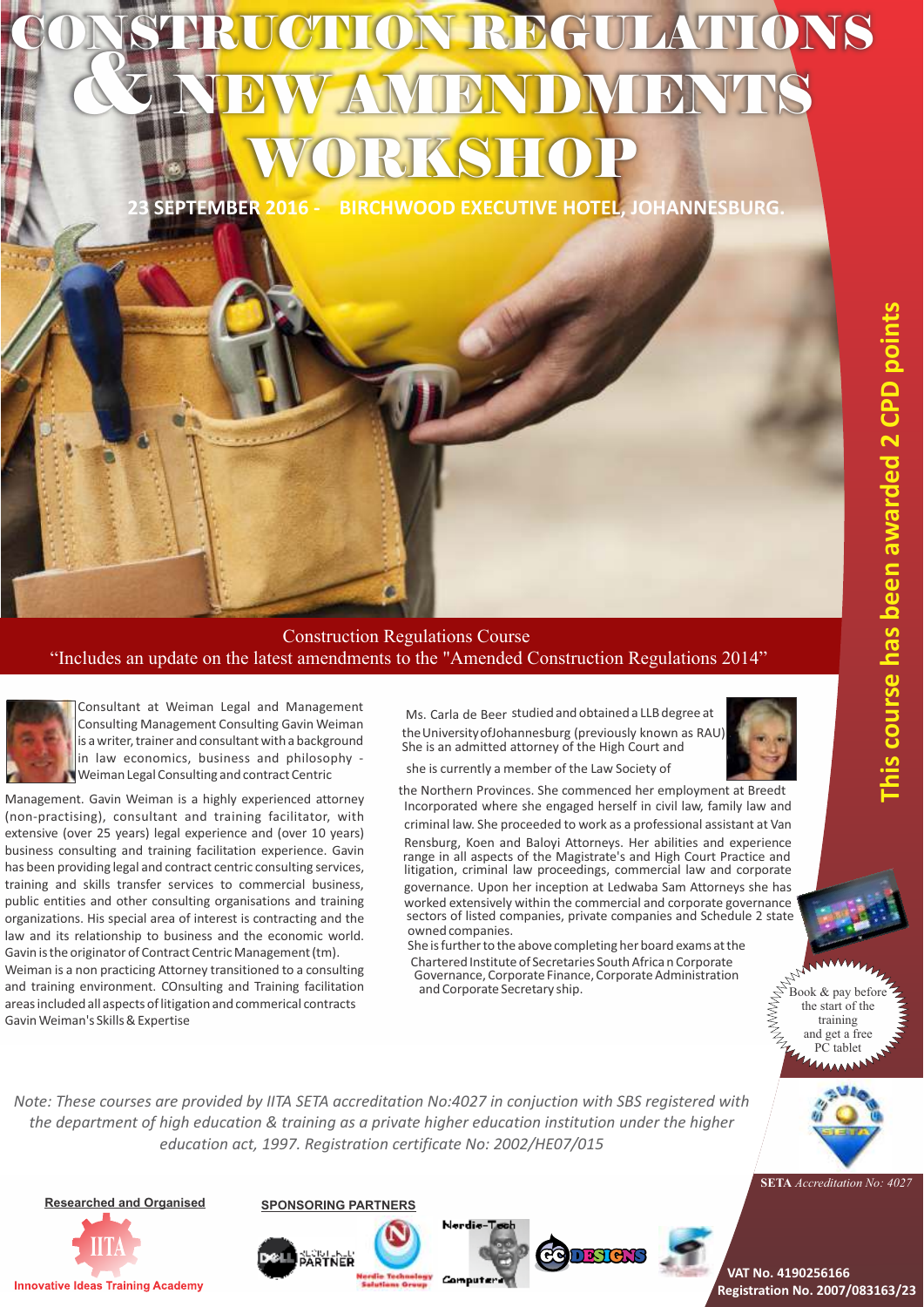# CONSTRUCTION REGULATIONS & NEW AMENDMENTS WORKSHOP

**23 SEPTEMBER 2016 - BIRCHWOOD EXECUTIVE HOTEL, JOHANNESBURG.**

**This course has been awarded 2 CPD points**

Construction Regulations Course

"Includes an update on the latest amendments to the "Amended Construction Regulations 2014"

Consultant at Weiman Legal and Management Consulting Management Consulting Gavin Weiman is a writer, trainer and consultant with a background in law economics, business and philosophy - Weiman Legal Consulting and contract Centric Management. Gavin Weiman is a highly experienced attorney (non-practising), consultant and training facilitator, with extensive (over 25 years) legal experience and (over 10 years) business consulting and training facilitation experience. Gavin has been providing legal and contract centric consulting services, training and skills transfer services to commercial business, public entities and other consulting organisations and training organizations. His special area of interest is contracting and the law and its relationship to business and the economic world. Gavin is the originator of Contract Centric Management (tm). Weiman is a non practicing Attorney transitioned to a consulting and training environment. COnsulting and Training facilitation areas included all aspects of litigation and commerical contracts Gavin Weiman's Skills & Expertise

Ms. Carla de Beer studied and obtained a LLB degree at the University ofJohannesburg (previously known as RAU) She is an admitted attorney of the High Court and she is currently a member of the Law Society of the Northern Provinces. She commenced her employment at Breedt Incorporated where she engaged herself in civil law, family law and criminal law. She proceeded to work as a professional assistant at Van Rensburg, Koen and Baloyi Attorneys. Her abilities and experience range in all aspects of the Magistrate's and High Court Practice and litigation, criminal law proceedings, commercial law and corporate governance. Upon her inception at Ledwaba Sam Attorneys she has worked extensively within the commercial and corporate governance sectors of listed companies, private companies and Schedule 2 state owned companies.

She is further to the above completing her board exams at the Chartered Institute of Secretaries South Africa n Corporate Governance, Corporate Finance, Corporate Administration and Corporate Secretary ship.

Book & pay before the start of the training and get a free PC tablet

*Note: These courses are provided by IITA SETA accreditation No:4027 in conjuction with SBS registered with the department of high education & training as a private higher education institution under the higher education act, 1997. Registration certificate No: 2002/HE07/015*

**SETA** *Accreditation No: 4027*

**Researched and Organised**

Innovative Ideas Training Academy

**SPONSORING PARTNERS**

**VAT No. 4190256166**
**Registration No. 2007/083163/23**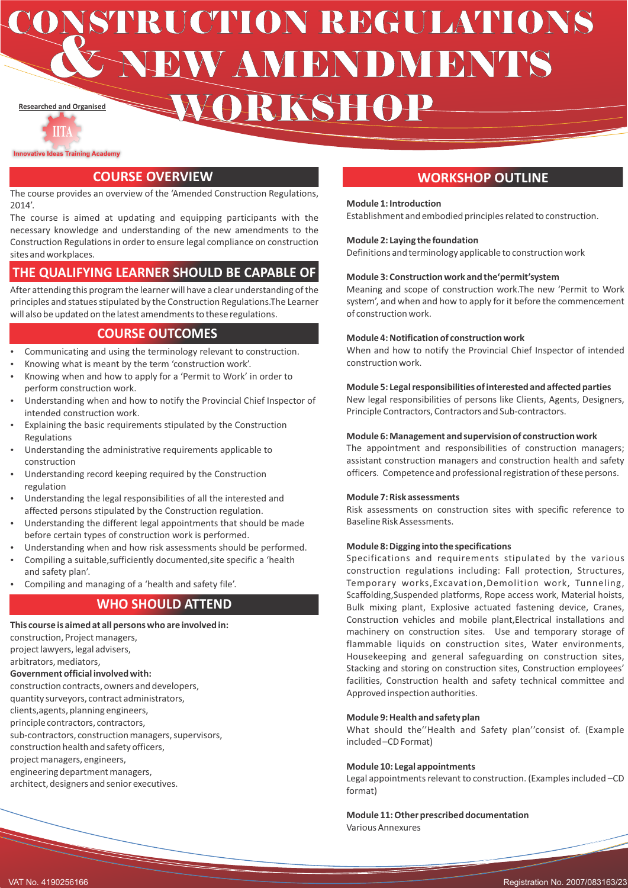# CONSTRUCTION REGULATIONS & NEW AMENDMENTS WORKSHOP

Researched and Organised

IITA

Innovative Ideas Training Academy

## COURSE OVERVIEW

The course provides an overview of the 'Amended Construction Regulations, 2014'.

The course is aimed at updating and equipping participants with the necessary knowledge and understanding of the new amendments to the Construction Regulations in order to ensure legal compliance on construction sites and workplaces.

## THE QUALIFYING LEARNER SHOULD BE CAPABLE OF

After attending this program the learner will have a clear understanding of the principles and statues stipulated by the Construction Regulations.The Learner will also be updated on the latest amendments to these regulations.

## COURSE OUTCOMES

- Communicating and using the terminology relevant to construction.
- Knowing what is meant by the term 'construction work'.
- Knowing when and how to apply for a 'Permit to Work' in order to perform construction work.
- Understanding when and how to notify the Provincial Chief Inspector of intended construction work.
- Explaining the basic requirements stipulated by the Construction Regulations
- Understanding the administrative requirements applicable to construction
- Understanding record keeping required by the Construction regulation
- Understanding the legal responsibilities of all the interested and affected persons stipulated by the Construction regulation.
- Understanding the different legal appointments that should be made before certain types of construction work is performed.
- Understanding when and how risk assessments should be performed.
- Compiling a suitable,sufficiently documented,site specific a 'health and safety plan'.
- Compiling and managing of a 'health and safety file'.

## WHO SHOULD ATTEND

**This course is aimed at all persons who are involved in:**

construction, Project managers,
project lawyers, legal advisers,
arbitrators, mediators,

**Government official involved with:**

construction contracts, owners and developers,
quantity surveyors, contract administrators,
clients,agents, planning engineers,
principle contractors, contractors,
sub-contractors, construction managers, supervisors,
construction health and safety officers,
project managers, engineers,
engineering department managers,
architect, designers and senior executives.

## WORKSHOP OUTLINE

**Module 1: Introduction**
Establishment and embodied principles related to construction.

**Module 2: Laying the foundation**
Definitions and terminology applicable to construction work

**Module 3: Construction work and the'permit'system**
Meaning and scope of construction work.The new 'Permit to Work system', and when and how to apply for it before the commencement of construction work.

**Module 4: Notification of construction work**
When and how to notify the Provincial Chief Inspector of intended construction work.

**Module 5: Legal responsibilities of interested and affected parties**
New legal responsibilities of persons like Clients, Agents, Designers, Principle Contractors, Contractors and Sub-contractors.

**Module 6: Management and supervision of construction work**
The appointment and responsibilities of construction managers; assistant construction managers and construction health and safety officers. Competence and professional registration of these persons.

**Module 7: Risk assessments**
Risk assessments on construction sites with specific reference to Baseline Risk Assessments.

**Module 8: Digging into the specifications**
Specifications and requirements stipulated by the various construction regulations including: Fall protection, Structures, Temporary works,Excavation,Demolition work, Tunneling, Scaffolding,Suspended platforms, Rope access work, Material hoists, Bulk mixing plant, Explosive actuated fastening device, Cranes, Construction vehicles and mobile plant,Electrical installations and machinery on construction sites. Use and temporary storage of flammable liquids on construction sites, Water environments, Housekeeping and general safeguarding on construction sites, Stacking and storing on construction sites, Construction employees' facilities, Construction health and safety technical committee and Approved inspection authorities.

**Module 9: Health and safety plan**
What should the''Health and Safety plan''consist of. (Example included –CD Format)

**Module 10: Legal appointments**
Legal appointments relevant to construction. (Examples included –CD format)

**Module 11: Other prescribed documentation**
Various Annexures

VAT No. 4190256166

Registration No. 2007/083163/23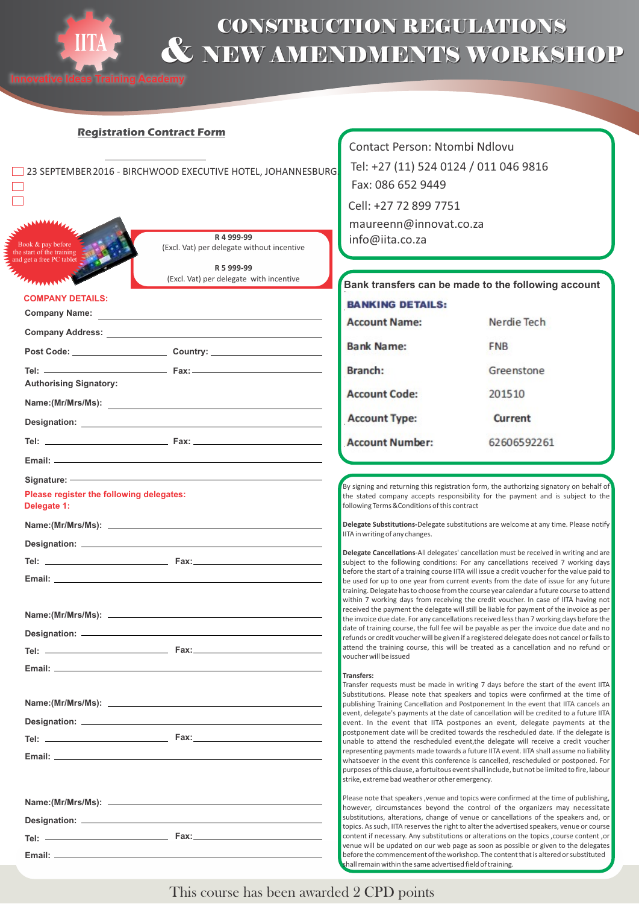# CONSTRUCTION REGULATIONS & NEW AMENDMENTS WORKSHOP

IITA

Innovative Ideas Training Academy

## Registration Contract Form

☐ 23 SEPTEMBER 2016 - BIRCHWOOD EXECUTIVE HOTEL, JOHANNESBURG.

☐

☐

Book & pay before the start of the training and get a free PC tablet

**R 4 999-99**
(Excl. Vat) per delegate without incentive

**R 5 999-99**
(Excl. Vat) per delegate with incentive

**COMPANY DETAILS:**

**Company Name:** ______________________

**Company Address:** ______________________

**Post Code:** ____________ **Country:** ____________

**Tel:** ____________ **Fax:** ____________

**Authorising Signatory:**

**Name:(Mr/Mrs/Ms):** ______________________

**Designation:** ______________________

**Tel:** ____________ **Fax:** ____________

**Email:** ______________________

**Signature:** ______________________

**Please register the following delegates:**

**Delegate 1:**

**Name:(Mr/Mrs/Ms):** ______________________

**Designation:** ______________________

**Tel:** ____________ **Fax:** ____________

**Email:** ______________________

**Name:(Mr/Mrs/Ms):** ______________________

**Designation:** ______________________

**Tel:** ____________ **Fax:** ____________

**Email:** ______________________

**Name:(Mr/Mrs/Ms):** ______________________

**Designation:** ______________________

**Tel:** ____________ **Fax:** ____________

**Email:** ______________________

**Name:(Mr/Mrs/Ms):** ______________________

**Designation:** ______________________

**Tel:** ____________ **Fax:** ____________

**Email:** ______________________

Contact Person: Ntombi Ndlovu
Tel: +27 (11) 524 0124 / 011 046 9816
Fax: 086 652 9449
Cell: +27 72 899 7751
maureenn@innovat.co.za
info@iita.co.za

**Bank transfers can be made to the following account**

**BANKING DETAILS:**

| | |
|---|---|
| **Account Name:** | Nerdie Tech |
| **Bank Name:** | FNB |
| **Branch:** | Greenstone |
| **Account Code:** | 201510 |
| **Account Type:** | **Current** |
| **Account Number:** | 62606592261 |

By signing and returning this registration form, the authorizing signatory on behalf of the stated company accepts responsibility for the payment and is subject to the following Terms &Conditions of this contract

**Delegate Substitutions-**Delegate substitutions are welcome at any time. Please notify IITA in writing of any changes.

**Delegate Cancellations**-All delegates' cancellation must be received in writing and are subject to the following conditions: For any cancellations received 7 working days before the start of a training course IITA will issue a credit voucher for the value paid to be used for up to one year from current events from the date of issue for any future training. Delegate has to choose from the course year calendar a future course to attend within 7 working days from receiving the credit voucher. In case of IITA having not received the payment the delegate will still be liable for payment of the invoice as per the invoice due date. For any cancellations received less than 7 working days before the date of training course, the full fee will be payable as per the invoice due date and no refunds or credit voucher will be given if a registered delegate does not cancel or fails to attend the training course, this will be treated as a cancellation and no refund or voucher will be issued

**Transfers:**
Transfer requests must be made in writing 7 days before the start of the event IITA Substitutions. Please note that speakers and topics were confirmed at the time of publishing Training Cancellation and Postponement In the event that IITA cancels an event, delegate's payments at the date of cancellation will be credited to a future IITA event. In the event that IITA postpones an event, delegate payments at the postponement date will be credited towards the rescheduled date. If the delegate is unable to attend the rescheduled event,the delegate will receive a credit voucher representing payments made towards a future IITA event. IITA shall assume no liability whatsoever in the event this conference is cancelled, rescheduled or postponed. For purposes of this clause, a fortuitous event shall include, but not be limited to fire, labour strike, extreme bad weather or other emergency.

Please note that speakers ,venue and topics were confirmed at the time of publishing, however, circumstances beyond the control of the organizers may necessitate substitutions, alterations, change of venue or cancellations of the speakers and, or topics. As such, IITA reserves the right to alter the advertised speakers, venue or course content if necessary. Any substitutions or alterations on the topics ,course content ,or venue will be updated on our web page as soon as possible or given to the delegates before the commencement of the workshop. The content that is altered or substituted shall remain within the same advertised field of training.

This course has been awarded 2 CPD points